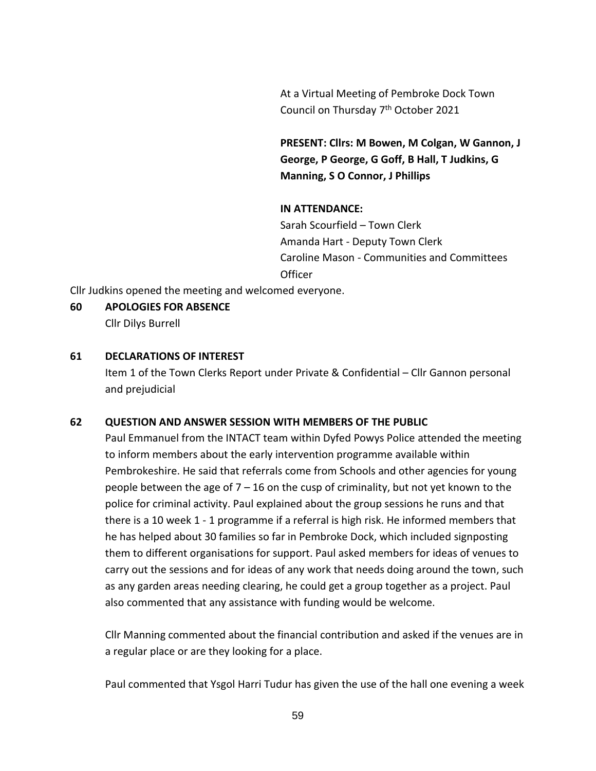At a Virtual Meeting of Pembroke Dock Town Council on Thursday 7th October 2021

**PRESENT: Cllrs: M Bowen, M Colgan, W Gannon, J George, P George, G Goff, B Hall, T Judkins, G Manning, S O Connor, J Phillips**

**IN ATTENDANCE:**

Sarah Scourfield – Town Clerk
Amanda Hart - Deputy Town Clerk
Caroline Mason - Communities and Committees Officer

Cllr Judkins opened the meeting and welcomed everyone.

**60 APOLOGIES FOR ABSENCE**

Cllr Dilys Burrell

**61 DECLARATIONS OF INTEREST**

Item 1 of the Town Clerks Report under Private & Confidential – Cllr Gannon personal and prejudicial

**62 QUESTION AND ANSWER SESSION WITH MEMBERS OF THE PUBLIC**

Paul Emmanuel from the INTACT team within Dyfed Powys Police attended the meeting to inform members about the early intervention programme available within Pembrokeshire. He said that referrals come from Schools and other agencies for young people between the age of 7 – 16 on the cusp of criminality, but not yet known to the police for criminal activity. Paul explained about the group sessions he runs and that there is a 10 week 1 - 1 programme if a referral is high risk. He informed members that he has helped about 30 families so far in Pembroke Dock, which included signposting them to different organisations for support. Paul asked members for ideas of venues to carry out the sessions and for ideas of any work that needs doing around the town, such as any garden areas needing clearing, he could get a group together as a project. Paul also commented that any assistance with funding would be welcome.

Cllr Manning commented about the financial contribution and asked if the venues are in a regular place or are they looking for a place.

Paul commented that Ysgol Harri Tudur has given the use of the hall one evening a week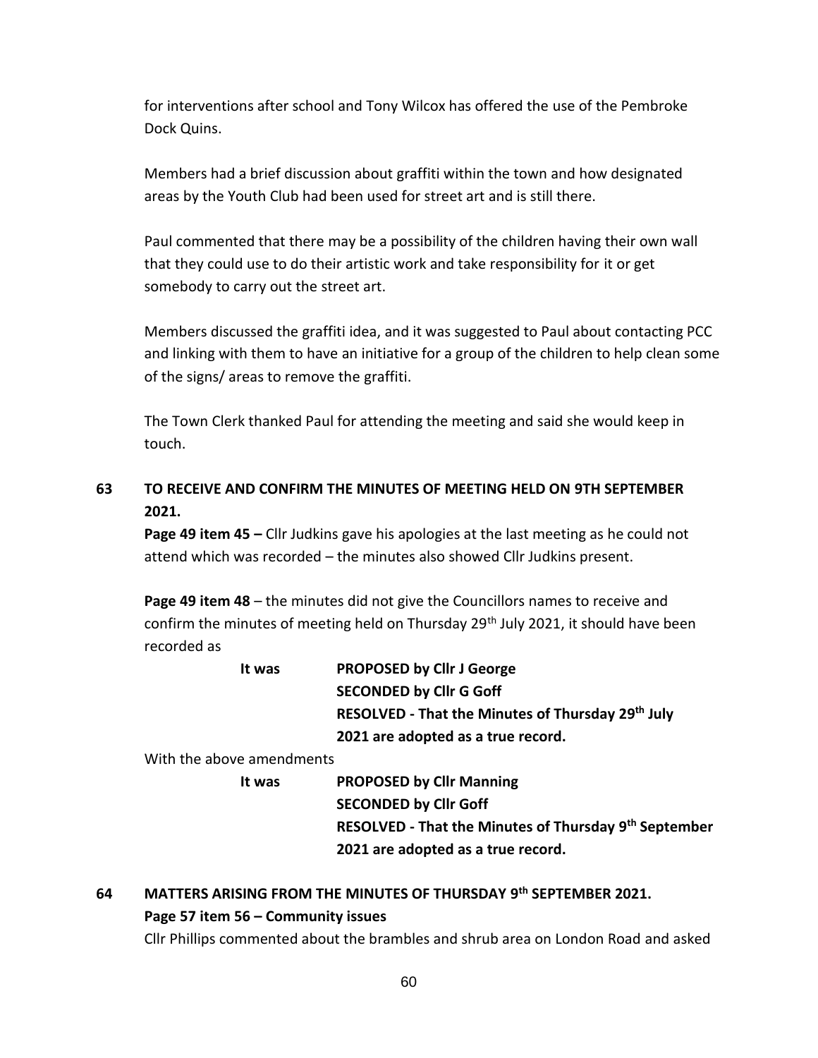for interventions after school and Tony Wilcox has offered the use of the Pembroke Dock Quins.

Members had a brief discussion about graffiti within the town and how designated areas by the Youth Club had been used for street art and is still there.

Paul commented that there may be a possibility of the children having their own wall that they could use to do their artistic work and take responsibility for it or get somebody to carry out the street art.

Members discussed the graffiti idea, and it was suggested to Paul about contacting PCC and linking with them to have an initiative for a group of the children to help clean some of the signs/ areas to remove the graffiti.

The Town Clerk thanked Paul for attending the meeting and said she would keep in touch.

## 63 TO RECEIVE AND CONFIRM THE MINUTES OF MEETING HELD ON 9TH SEPTEMBER 2021.

**Page 49 item 45 –** Cllr Judkins gave his apologies at the last meeting as he could not attend which was recorded – the minutes also showed Cllr Judkins present.

**Page 49 item 48** – the minutes did not give the Councillors names to receive and confirm the minutes of meeting held on Thursday 29th July 2021, it should have been recorded as

**It was** **PROPOSED by Cllr J George**
**SECONDED by Cllr G Goff**
**RESOLVED - That the Minutes of Thursday 29th July 2021 are adopted as a true record.**

With the above amendments

**It was** **PROPOSED by Cllr Manning**
**SECONDED by Cllr Goff**
**RESOLVED - That the Minutes of Thursday 9th September 2021 are adopted as a true record.**

## 64 MATTERS ARISING FROM THE MINUTES OF THURSDAY 9th SEPTEMBER 2021.

**Page 57 item 56 – Community issues**

Cllr Phillips commented about the brambles and shrub area on London Road and asked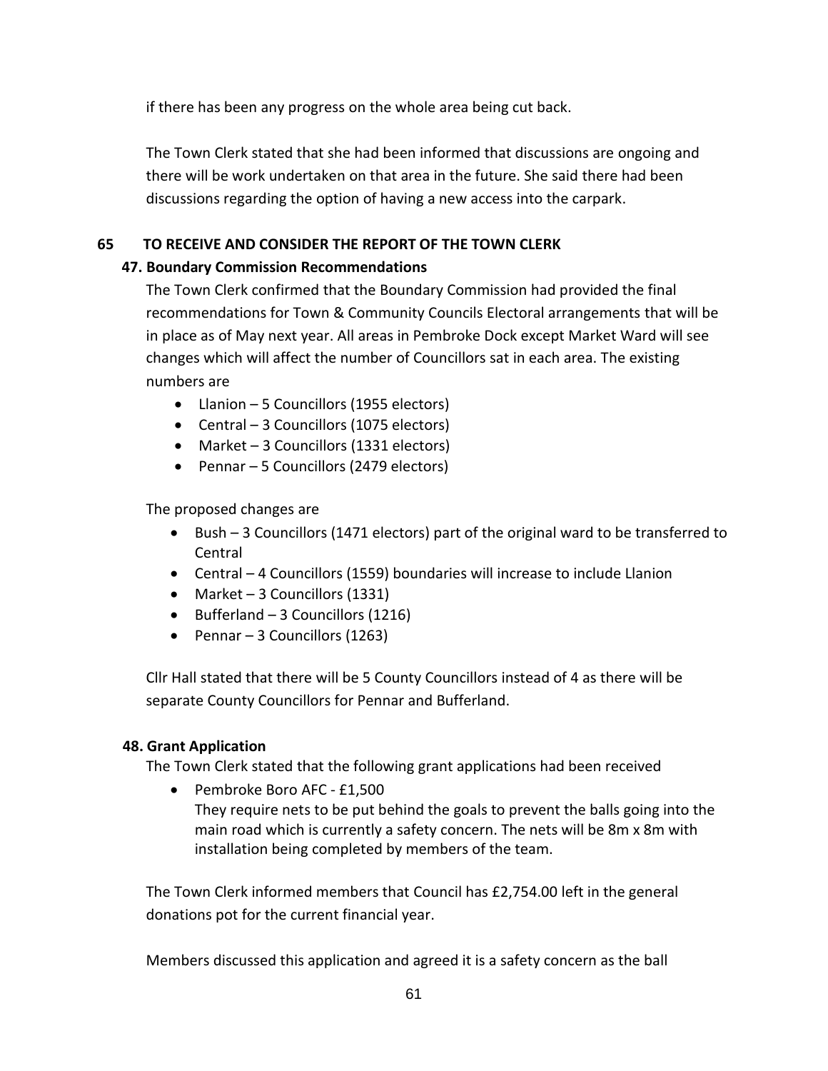if there has been any progress on the whole area being cut back.

The Town Clerk stated that she had been informed that discussions are ongoing and there will be work undertaken on that area in the future. She said there had been discussions regarding the option of having a new access into the carpark.

## 65 TO RECEIVE AND CONSIDER THE REPORT OF THE TOWN CLERK

### 47. Boundary Commission Recommendations

The Town Clerk confirmed that the Boundary Commission had provided the final recommendations for Town & Community Councils Electoral arrangements that will be in place as of May next year. All areas in Pembroke Dock except Market Ward will see changes which will affect the number of Councillors sat in each area. The existing numbers are

- Llanion – 5 Councillors (1955 electors)
- Central – 3 Councillors (1075 electors)
- Market – 3 Councillors (1331 electors)
- Pennar – 5 Councillors (2479 electors)

The proposed changes are

- Bush – 3 Councillors (1471 electors) part of the original ward to be transferred to Central
- Central – 4 Councillors (1559) boundaries will increase to include Llanion
- Market – 3 Councillors (1331)
- Bufferland – 3 Councillors (1216)
- Pennar – 3 Councillors (1263)

Cllr Hall stated that there will be 5 County Councillors instead of 4 as there will be separate County Councillors for Pennar and Bufferland.

### 48. Grant Application

The Town Clerk stated that the following grant applications had been received

- Pembroke Boro AFC - £1,500
  They require nets to be put behind the goals to prevent the balls going into the main road which is currently a safety concern. The nets will be 8m x 8m with installation being completed by members of the team.

The Town Clerk informed members that Council has £2,754.00 left in the general donations pot for the current financial year.

Members discussed this application and agreed it is a safety concern as the ball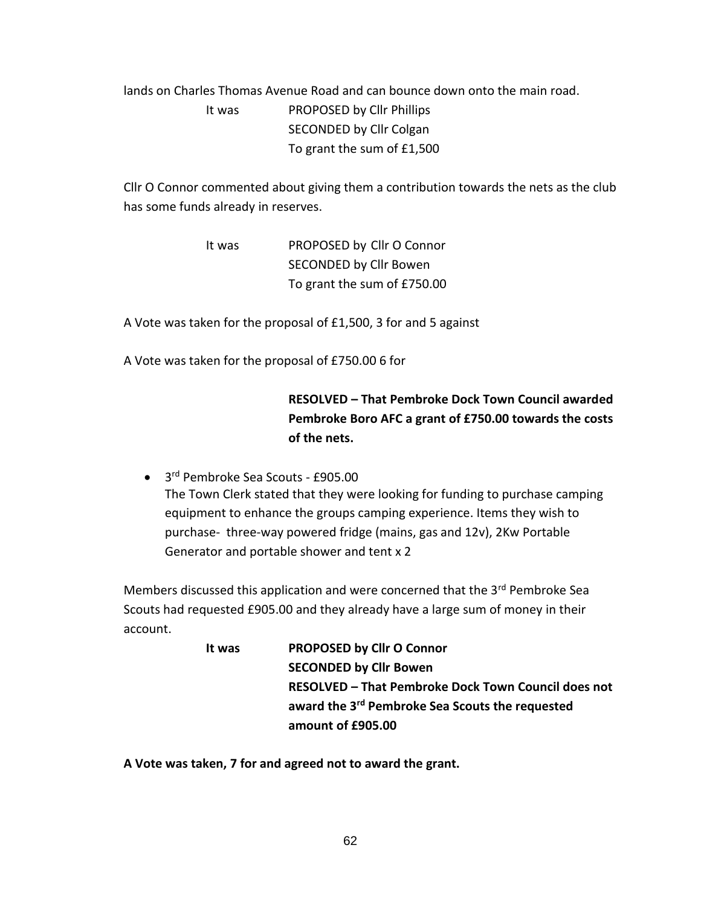lands on Charles Thomas Avenue Road and can bounce down onto the main road.

It was PROPOSED by Cllr Phillips
SECONDED by Cllr Colgan
To grant the sum of £1,500

Cllr O Connor commented about giving them a contribution towards the nets as the club has some funds already in reserves.

It was PROPOSED by Cllr O Connor
SECONDED by Cllr Bowen
To grant the sum of £750.00

A Vote was taken for the proposal of £1,500, 3 for and 5 against

A Vote was taken for the proposal of £750.00 6 for

**RESOLVED – That Pembroke Dock Town Council awarded Pembroke Boro AFC a grant of £750.00 towards the costs of the nets.**

- 3rd Pembroke Sea Scouts - £905.00
  The Town Clerk stated that they were looking for funding to purchase camping equipment to enhance the groups camping experience. Items they wish to purchase- three-way powered fridge (mains, gas and 12v), 2Kw Portable Generator and portable shower and tent x 2

Members discussed this application and were concerned that the 3rd Pembroke Sea Scouts had requested £905.00 and they already have a large sum of money in their account.

**It was PROPOSED by Cllr O Connor**
**SECONDED by Cllr Bowen**
**RESOLVED – That Pembroke Dock Town Council does not award the 3rd Pembroke Sea Scouts the requested amount of £905.00**

**A Vote was taken, 7 for and agreed not to award the grant.**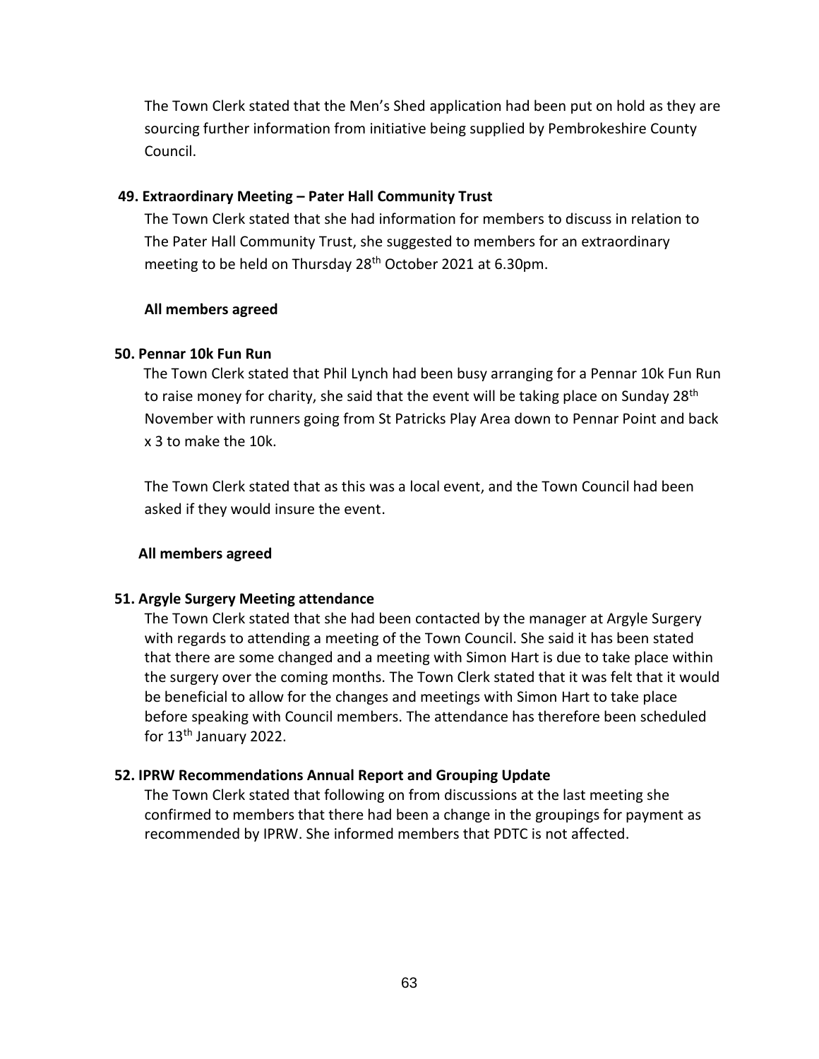The Town Clerk stated that the Men's Shed application had been put on hold as they are sourcing further information from initiative being supplied by Pembrokeshire County Council.

**49. Extraordinary Meeting – Pater Hall Community Trust**

The Town Clerk stated that she had information for members to discuss in relation to The Pater Hall Community Trust, she suggested to members for an extraordinary meeting to be held on Thursday 28th October 2021 at 6.30pm.

**All members agreed**

**50. Pennar 10k Fun Run**

The Town Clerk stated that Phil Lynch had been busy arranging for a Pennar 10k Fun Run to raise money for charity, she said that the event will be taking place on Sunday 28th November with runners going from St Patricks Play Area down to Pennar Point and back x 3 to make the 10k.

The Town Clerk stated that as this was a local event, and the Town Council had been asked if they would insure the event.

**All members agreed**

**51. Argyle Surgery Meeting attendance**

The Town Clerk stated that she had been contacted by the manager at Argyle Surgery with regards to attending a meeting of the Town Council. She said it has been stated that there are some changed and a meeting with Simon Hart is due to take place within the surgery over the coming months. The Town Clerk stated that it was felt that it would be beneficial to allow for the changes and meetings with Simon Hart to take place before speaking with Council members. The attendance has therefore been scheduled for 13th January 2022.

**52. IPRW Recommendations Annual Report and Grouping Update**

The Town Clerk stated that following on from discussions at the last meeting she confirmed to members that there had been a change in the groupings for payment as recommended by IPRW. She informed members that PDTC is not affected.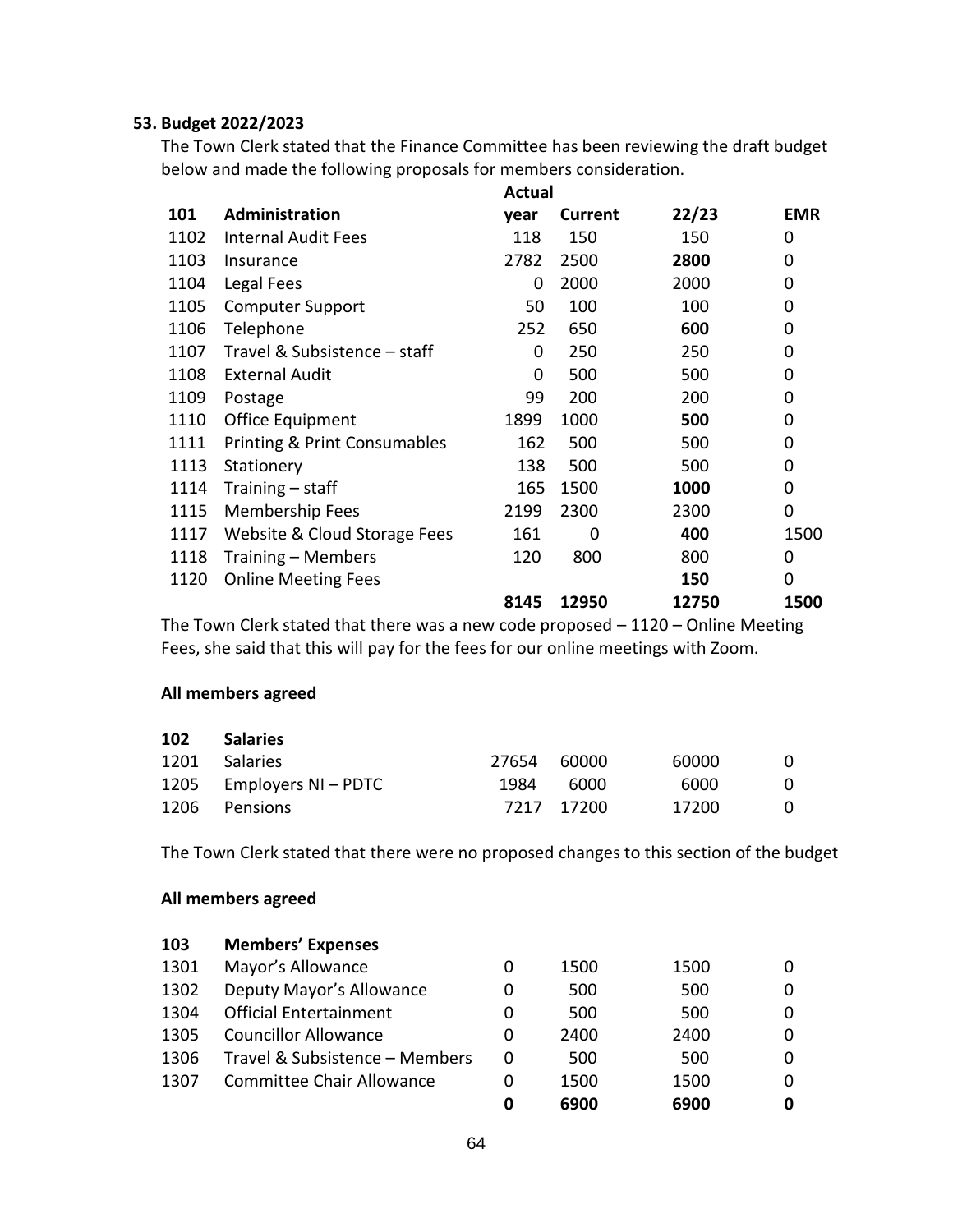### 53. Budget 2022/2023

The Town Clerk stated that the Finance Committee has been reviewing the draft budget below and made the following proposals for members consideration.

| 101 | Administration | Actual year | Current | 22/23 | EMR |
|---|---|---|---|---|---|
| 1102 | Internal Audit Fees | 118 | 150 | 150 | 0 |
| 1103 | Insurance | 2782 | 2500 | **2800** | 0 |
| 1104 | Legal Fees | 0 | 2000 | 2000 | 0 |
| 1105 | Computer Support | 50 | 100 | 100 | 0 |
| 1106 | Telephone | 252 | 650 | **600** | 0 |
| 1107 | Travel & Subsistence – staff | 0 | 250 | 250 | 0 |
| 1108 | External Audit | 0 | 500 | 500 | 0 |
| 1109 | Postage | 99 | 200 | 200 | 0 |
| 1110 | Office Equipment | 1899 | 1000 | **500** | 0 |
| 1111 | Printing & Print Consumables | 162 | 500 | 500 | 0 |
| 1113 | Stationery | 138 | 500 | 500 | 0 |
| 1114 | Training – staff | 165 | 1500 | **1000** | 0 |
| 1115 | Membership Fees | 2199 | 2300 | 2300 | 0 |
| 1117 | Website & Cloud Storage Fees | 161 | 0 | **400** | 1500 |
| 1118 | Training – Members | 120 | 800 | 800 | 0 |
| 1120 | Online Meeting Fees | | | **150** | 0 |
| | | **8145** | **12950** | **12750** | **1500** |

The Town Clerk stated that there was a new code proposed – 1120 – Online Meeting Fees, she said that this will pay for the fees for our online meetings with Zoom.

**All members agreed**

| 102 | Salaries | | | | |
|---|---|---|---|---|---|
| 1201 | Salaries | 27654 | 60000 | 60000 | 0 |
| 1205 | Employers NI – PDTC | 1984 | 6000 | 6000 | 0 |
| 1206 | Pensions | 7217 | 17200 | 17200 | 0 |

The Town Clerk stated that there were no proposed changes to this section of the budget

**All members agreed**

| 103 | Members' Expenses | | | | |
|---|---|---|---|---|---|
| 1301 | Mayor's Allowance | 0 | 1500 | 1500 | 0 |
| 1302 | Deputy Mayor's Allowance | 0 | 500 | 500 | 0 |
| 1304 | Official Entertainment | 0 | 500 | 500 | 0 |
| 1305 | Councillor Allowance | 0 | 2400 | 2400 | 0 |
| 1306 | Travel & Subsistence – Members | 0 | 500 | 500 | 0 |
| 1307 | Committee Chair Allowance | 0 | 1500 | 1500 | 0 |
| | | **0** | **6900** | **6900** | **0** |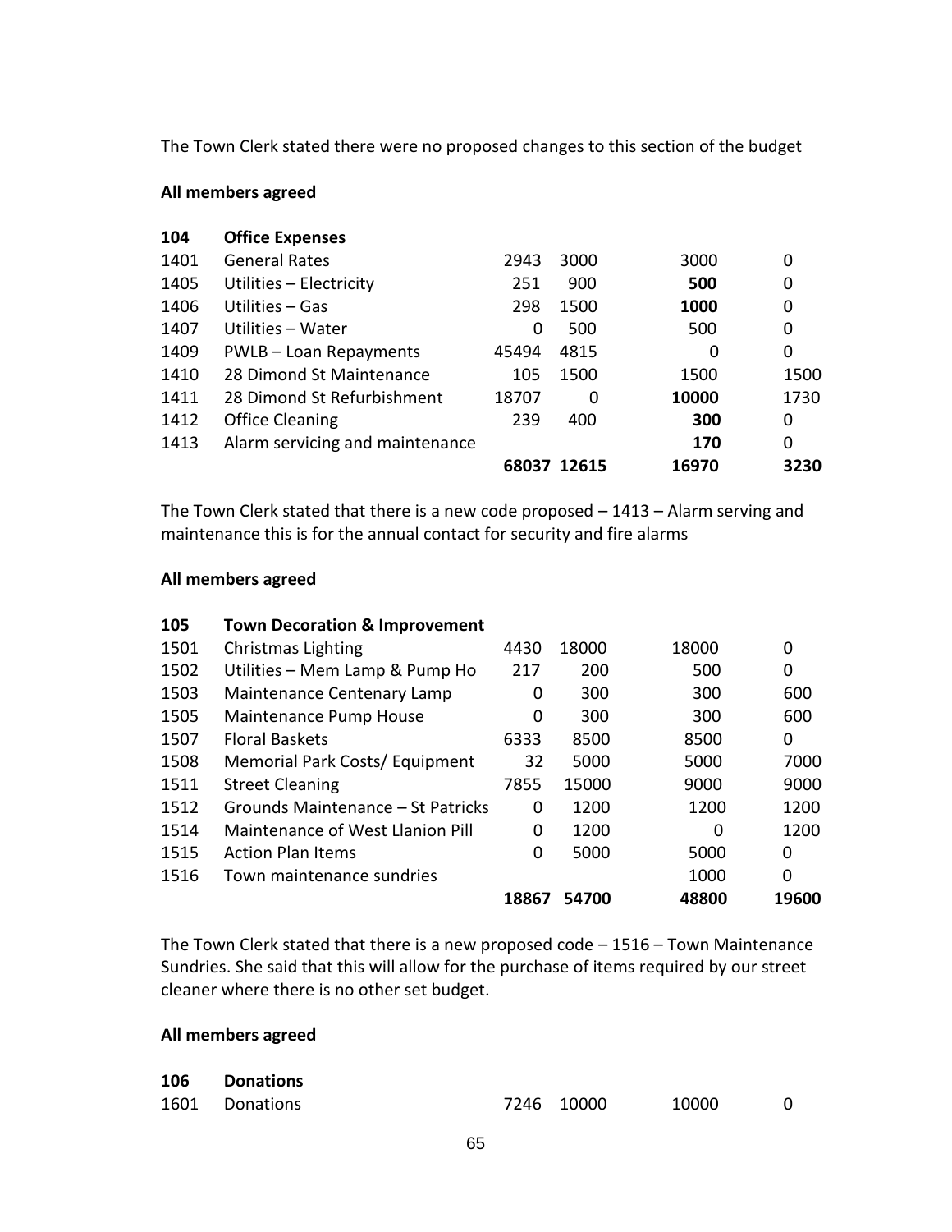The Town Clerk stated there were no proposed changes to this section of the budget

**All members agreed**

| **104** | **Office Expenses** | | | | |
|---|---|---|---|---|---|
| 1401 | General Rates | 2943 | 3000 | 3000 | 0 |
| 1405 | Utilities – Electricity | 251 | 900 | **500** | 0 |
| 1406 | Utilities – Gas | 298 | 1500 | **1000** | 0 |
| 1407 | Utilities – Water | 0 | 500 | 500 | 0 |
| 1409 | PWLB – Loan Repayments | 45494 | 4815 | 0 | 0 |
| 1410 | 28 Dimond St Maintenance | 105 | 1500 | 1500 | 1500 |
| 1411 | 28 Dimond St Refurbishment | 18707 | 0 | **10000** | 1730 |
| 1412 | Office Cleaning | 239 | 400 | **300** | 0 |
| 1413 | Alarm servicing and maintenance | | | **170** | 0 |
| | | **68037** | **12615** | **16970** | **3230** |

The Town Clerk stated that there is a new code proposed – 1413 – Alarm serving and maintenance this is for the annual contact for security and fire alarms

**All members agreed**

| **105** | **Town Decoration & Improvement** | | | | |
|---|---|---|---|---|---|
| 1501 | Christmas Lighting | 4430 | 18000 | 18000 | 0 |
| 1502 | Utilities – Mem Lamp & Pump Ho | 217 | 200 | 500 | 0 |
| 1503 | Maintenance Centenary Lamp | 0 | 300 | 300 | 600 |
| 1505 | Maintenance Pump House | 0 | 300 | 300 | 600 |
| 1507 | Floral Baskets | 6333 | 8500 | 8500 | 0 |
| 1508 | Memorial Park Costs/ Equipment | 32 | 5000 | 5000 | 7000 |
| 1511 | Street Cleaning | 7855 | 15000 | 9000 | 9000 |
| 1512 | Grounds Maintenance – St Patricks | 0 | 1200 | 1200 | 1200 |
| 1514 | Maintenance of West Llanion Pill | 0 | 1200 | 0 | 1200 |
| 1515 | Action Plan Items | 0 | 5000 | 5000 | 0 |
| 1516 | Town maintenance sundries | | | 1000 | 0 |
| | | **18867** | **54700** | **48800** | **19600** |

The Town Clerk stated that there is a new proposed code – 1516 – Town Maintenance Sundries. She said that this will allow for the purchase of items required by our street cleaner where there is no other set budget.

**All members agreed**

| **106** | **Donations** | | | | |
|---|---|---|---|---|---|
| 1601 | Donations | 7246 | 10000 | 10000 | 0 |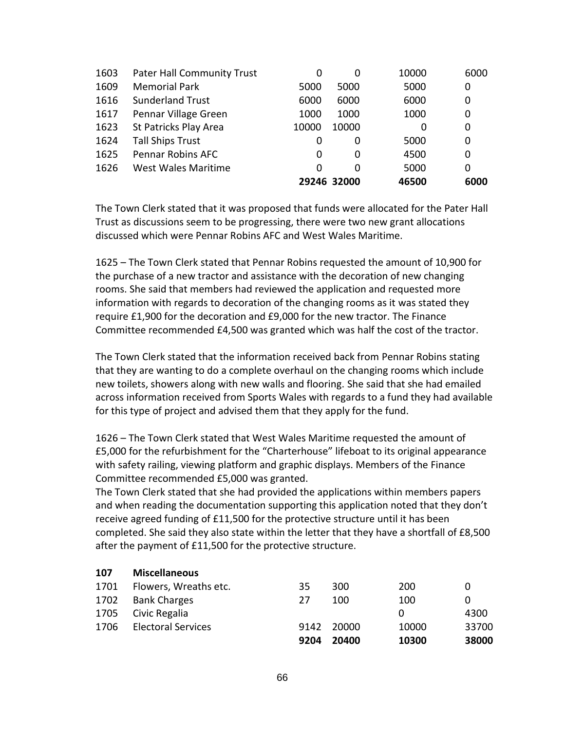| | | | | | |
|---|---|---|---|---|---|
| 1603 | Pater Hall Community Trust | 0 | 0 | 10000 | 6000 |
| 1609 | Memorial Park | 5000 | 5000 | 5000 | 0 |
| 1616 | Sunderland Trust | 6000 | 6000 | 6000 | 0 |
| 1617 | Pennar Village Green | 1000 | 1000 | 1000 | 0 |
| 1623 | St Patricks Play Area | 10000 | 10000 | 0 | 0 |
| 1624 | Tall Ships Trust | 0 | 0 | 5000 | 0 |
| 1625 | Pennar Robins AFC | 0 | 0 | 4500 | 0 |
| 1626 | West Wales Maritime | 0 | 0 | 5000 | 0 |
| | | **29246** | **32000** | **46500** | **6000** |

The Town Clerk stated that it was proposed that funds were allocated for the Pater Hall Trust as discussions seem to be progressing, there were two new grant allocations discussed which were Pennar Robins AFC and West Wales Maritime.

1625 – The Town Clerk stated that Pennar Robins requested the amount of 10,900 for the purchase of a new tractor and assistance with the decoration of new changing rooms. She said that members had reviewed the application and requested more information with regards to decoration of the changing rooms as it was stated they require £1,900 for the decoration and £9,000 for the new tractor. The Finance Committee recommended £4,500 was granted which was half the cost of the tractor.

The Town Clerk stated that the information received back from Pennar Robins stating that they are wanting to do a complete overhaul on the changing rooms which include new toilets, showers along with new walls and flooring. She said that she had emailed across information received from Sports Wales with regards to a fund they had available for this type of project and advised them that they apply for the fund.

1626 – The Town Clerk stated that West Wales Maritime requested the amount of £5,000 for the refurbishment for the "Charterhouse" lifeboat to its original appearance with safety railing, viewing platform and graphic displays. Members of the Finance Committee recommended £5,000 was granted.
The Town Clerk stated that she had provided the applications within members papers and when reading the documentation supporting this application noted that they don't receive agreed funding of £11,500 for the protective structure until it has been completed. She said they also state within the letter that they have a shortfall of £8,500 after the payment of £11,500 for the protective structure.

| **107** | **Miscellaneous** | | | | |
|---|---|---|---|---|---|
| 1701 | Flowers, Wreaths etc. | 35 | 300 | 200 | 0 |
| 1702 | Bank Charges | 27 | 100 | 100 | 0 |
| 1705 | Civic Regalia | | | 0 | 4300 |
| 1706 | Electoral Services | 9142 | 20000 | 10000 | 33700 |
| | | **9204** | **20400** | **10300** | **38000** |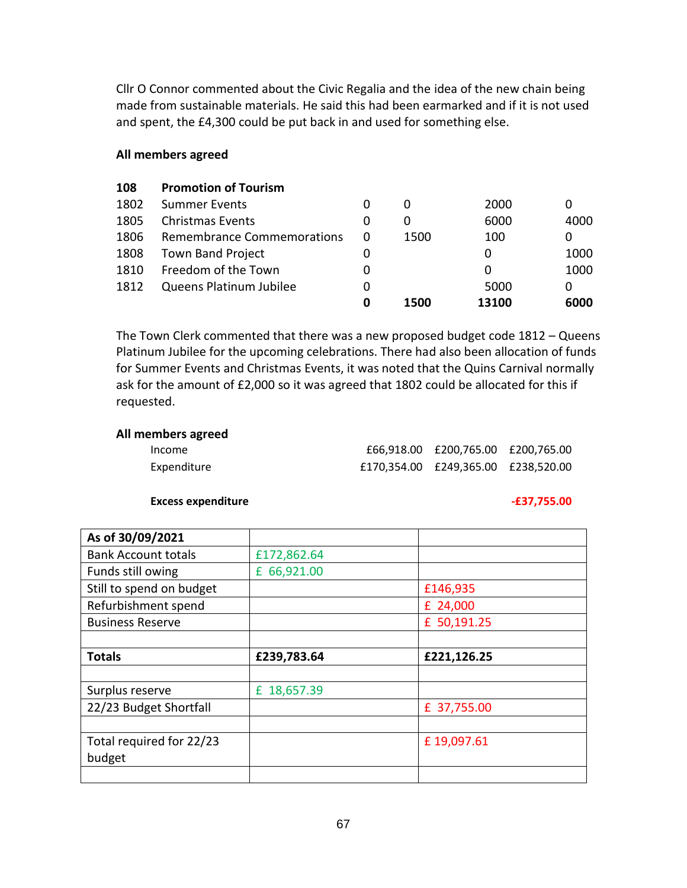Cllr O Connor commented about the Civic Regalia and the idea of the new chain being made from sustainable materials. He said this had been earmarked and if it is not used and spent, the £4,300 could be put back in and used for something else.

**All members agreed**

| **108** | **Promotion of Tourism** | | | | |
|---|---|---|---|---|---|
| 1802 | Summer Events | 0 | 0 | 2000 | 0 |
| 1805 | Christmas Events | 0 | 0 | 6000 | 4000 |
| 1806 | Remembrance Commemorations | 0 | 1500 | 100 | 0 |
| 1808 | Town Band Project | 0 | | 0 | 1000 |
| 1810 | Freedom of the Town | 0 | | 0 | 1000 |
| 1812 | Queens Platinum Jubilee | 0 | | 5000 | 0 |
| | | **0** | **1500** | **13100** | **6000** |

The Town Clerk commented that there was a new proposed budget code 1812 – Queens Platinum Jubilee for the upcoming celebrations. There had also been allocation of funds for Summer Events and Christmas Events, it was noted that the Quins Carnival normally ask for the amount of £2,000 so it was agreed that 1802 could be allocated for this if requested.

**All members agreed**

| | | | |
|---|---|---|---|
| Income | £66,918.00 | £200,765.00 | £200,765.00 |
| Expenditure | £170,354.00 | £249,365.00 | £238,520.00 |
| | | | |
| **Excess expenditure** | | | **-£37,755.00** |

| **As of 30/09/2021** | | |
|---|---|---|
| Bank Account totals | £172,862.64 | |
| Funds still owing | £ 66,921.00 | |
| Still to spend on budget | | £146,935 |
| Refurbishment spend | | £ 24,000 |
| Business Reserve | | £ 50,191.25 |
| | | |
| **Totals** | **£239,783.64** | **£221,126.25** |
| | | |
| Surplus reserve | £ 18,657.39 | |
| 22/23 Budget Shortfall | | £ 37,755.00 |
| | | |
| Total required for 22/23 budget | | £ 19,097.61 |
| | | |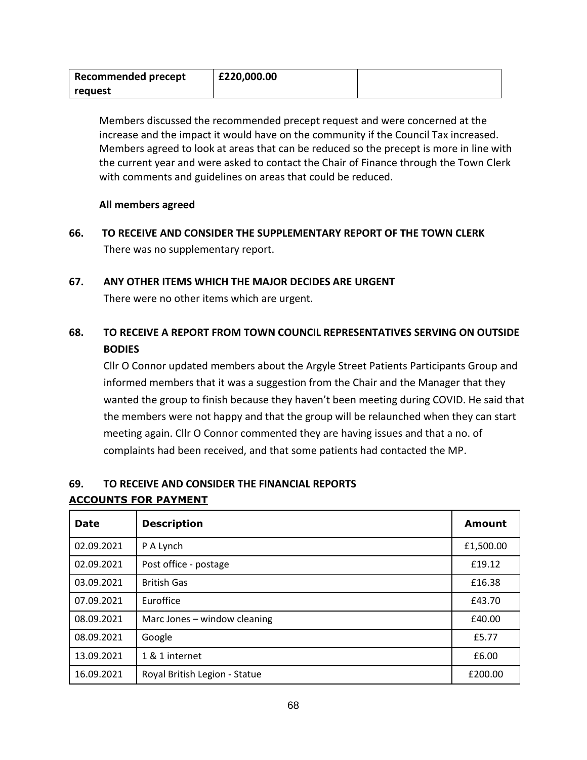| Recommended precept request | £220,000.00 | |
|---|---|---|

Members discussed the recommended precept request and were concerned at the increase and the impact it would have on the community if the Council Tax increased. Members agreed to look at areas that can be reduced so the precept is more in line with the current year and were asked to contact the Chair of Finance through the Town Clerk with comments and guidelines on areas that could be reduced.

**All members agreed**

**66. TO RECEIVE AND CONSIDER THE SUPPLEMENTARY REPORT OF THE TOWN CLERK**

There was no supplementary report.

**67. ANY OTHER ITEMS WHICH THE MAJOR DECIDES ARE URGENT**

There were no other items which are urgent.

**68. TO RECEIVE A REPORT FROM TOWN COUNCIL REPRESENTATIVES SERVING ON OUTSIDE BODIES**

Cllr O Connor updated members about the Argyle Street Patients Participants Group and informed members that it was a suggestion from the Chair and the Manager that they wanted the group to finish because they haven't been meeting during COVID. He said that the members were not happy and that the group will be relaunched when they can start meeting again. Cllr O Connor commented they are having issues and that a no. of complaints had been received, and that some patients had contacted the MP.

**69. TO RECEIVE AND CONSIDER THE FINANCIAL REPORTS**

**ACCOUNTS FOR PAYMENT**

| Date | Description | Amount |
|---|---|---|
| 02.09.2021 | P A Lynch | £1,500.00 |
| 02.09.2021 | Post office - postage | £19.12 |
| 03.09.2021 | British Gas | £16.38 |
| 07.09.2021 | Euroffice | £43.70 |
| 08.09.2021 | Marc Jones – window cleaning | £40.00 |
| 08.09.2021 | Google | £5.77 |
| 13.09.2021 | 1 & 1 internet | £6.00 |
| 16.09.2021 | Royal British Legion - Statue | £200.00 |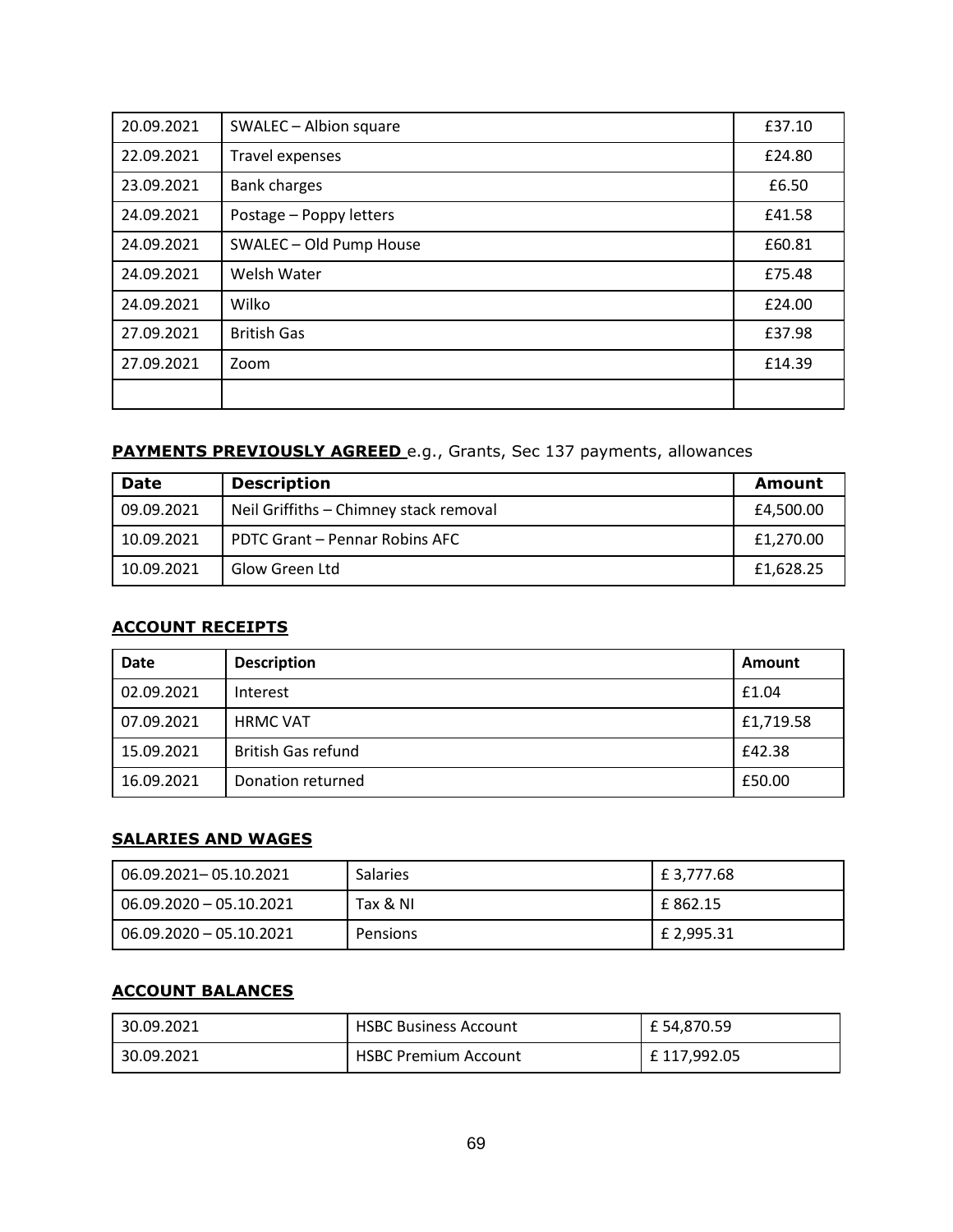| 20.09.2021 | SWALEC – Albion square | £37.10 |
|---|---|---|
| 22.09.2021 | Travel expenses | £24.80 |
| 23.09.2021 | Bank charges | £6.50 |
| 24.09.2021 | Postage – Poppy letters | £41.58 |
| 24.09.2021 | SWALEC – Old Pump House | £60.81 |
| 24.09.2021 | Welsh Water | £75.48 |
| 24.09.2021 | Wilko | £24.00 |
| 27.09.2021 | British Gas | £37.98 |
| 27.09.2021 | Zoom | £14.39 |
| | | |

**PAYMENTS PREVIOUSLY AGREED** e.g., Grants, Sec 137 payments, allowances

| Date | Description | Amount |
|---|---|---|
| 09.09.2021 | Neil Griffiths – Chimney stack removal | £4,500.00 |
| 10.09.2021 | PDTC Grant – Pennar Robins AFC | £1,270.00 |
| 10.09.2021 | Glow Green Ltd | £1,628.25 |

**ACCOUNT RECEIPTS**

| Date | Description | Amount |
|---|---|---|
| 02.09.2021 | Interest | £1.04 |
| 07.09.2021 | HRMC VAT | £1,719.58 |
| 15.09.2021 | British Gas refund | £42.38 |
| 16.09.2021 | Donation returned | £50.00 |

**SALARIES AND WAGES**

| | | |
|---|---|---|
| 06.09.2021– 05.10.2021 | Salaries | £ 3,777.68 |
| 06.09.2020 – 05.10.2021 | Tax & NI | £ 862.15 |
| 06.09.2020 – 05.10.2021 | Pensions | £ 2,995.31 |

**ACCOUNT BALANCES**

| | | |
|---|---|---|
| 30.09.2021 | HSBC Business Account | £ 54,870.59 |
| 30.09.2021 | HSBC Premium Account | £ 117,992.05 |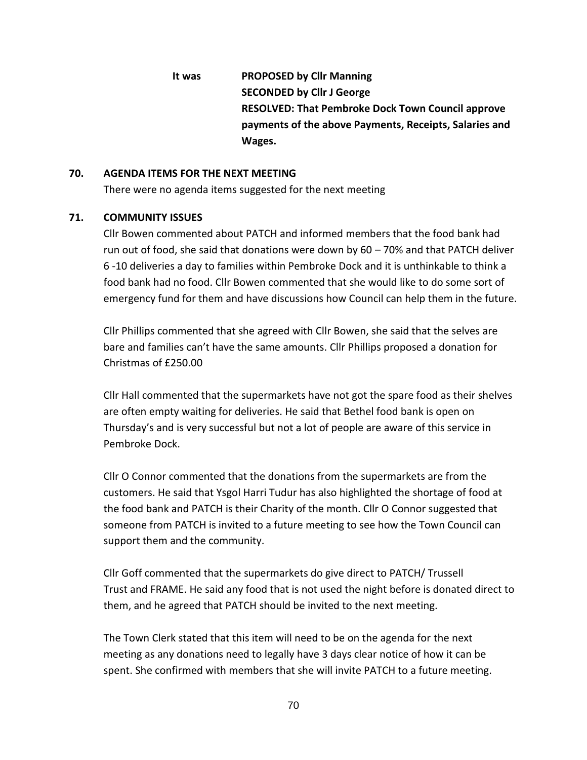It was **PROPOSED by Cllr Manning**
**SECONDED by Cllr J George**
**RESOLVED: That Pembroke Dock Town Council approve payments of the above Payments, Receipts, Salaries and Wages.**

## 70. AGENDA ITEMS FOR THE NEXT MEETING

There were no agenda items suggested for the next meeting

## 71. COMMUNITY ISSUES

Cllr Bowen commented about PATCH and informed members that the food bank had run out of food, she said that donations were down by 60 – 70% and that PATCH deliver 6 -10 deliveries a day to families within Pembroke Dock and it is unthinkable to think a food bank had no food. Cllr Bowen commented that she would like to do some sort of emergency fund for them and have discussions how Council can help them in the future.

Cllr Phillips commented that she agreed with Cllr Bowen, she said that the selves are bare and families can't have the same amounts. Cllr Phillips proposed a donation for Christmas of £250.00

Cllr Hall commented that the supermarkets have not got the spare food as their shelves are often empty waiting for deliveries. He said that Bethel food bank is open on Thursday's and is very successful but not a lot of people are aware of this service in Pembroke Dock.

Cllr O Connor commented that the donations from the supermarkets are from the customers. He said that Ysgol Harri Tudur has also highlighted the shortage of food at the food bank and PATCH is their Charity of the month. Cllr O Connor suggested that someone from PATCH is invited to a future meeting to see how the Town Council can support them and the community.

Cllr Goff commented that the supermarkets do give direct to PATCH/ Trussell Trust and FRAME. He said any food that is not used the night before is donated direct to them, and he agreed that PATCH should be invited to the next meeting.

The Town Clerk stated that this item will need to be on the agenda for the next meeting as any donations need to legally have 3 days clear notice of how it can be spent. She confirmed with members that she will invite PATCH to a future meeting.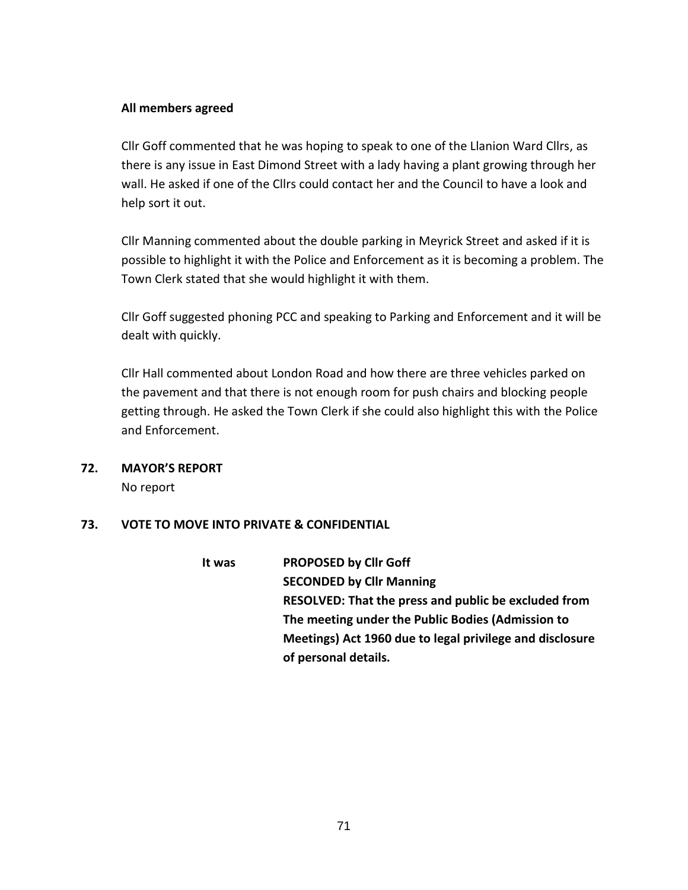**All members agreed**

Cllr Goff commented that he was hoping to speak to one of the Llanion Ward Cllrs, as there is any issue in East Dimond Street with a lady having a plant growing through her wall. He asked if one of the Cllrs could contact her and the Council to have a look and help sort it out.

Cllr Manning commented about the double parking in Meyrick Street and asked if it is possible to highlight it with the Police and Enforcement as it is becoming a problem. The Town Clerk stated that she would highlight it with them.

Cllr Goff suggested phoning PCC and speaking to Parking and Enforcement and it will be dealt with quickly.

Cllr Hall commented about London Road and how there are three vehicles parked on the pavement and that there is not enough room for push chairs and blocking people getting through. He asked the Town Clerk if she could also highlight this with the Police and Enforcement.

**72. MAYOR'S REPORT**

No report

**73. VOTE TO MOVE INTO PRIVATE & CONFIDENTIAL**

**It was PROPOSED by Cllr Goff**
**SECONDED by Cllr Manning**
**RESOLVED: That the press and public be excluded from The meeting under the Public Bodies (Admission to Meetings) Act 1960 due to legal privilege and disclosure of personal details.**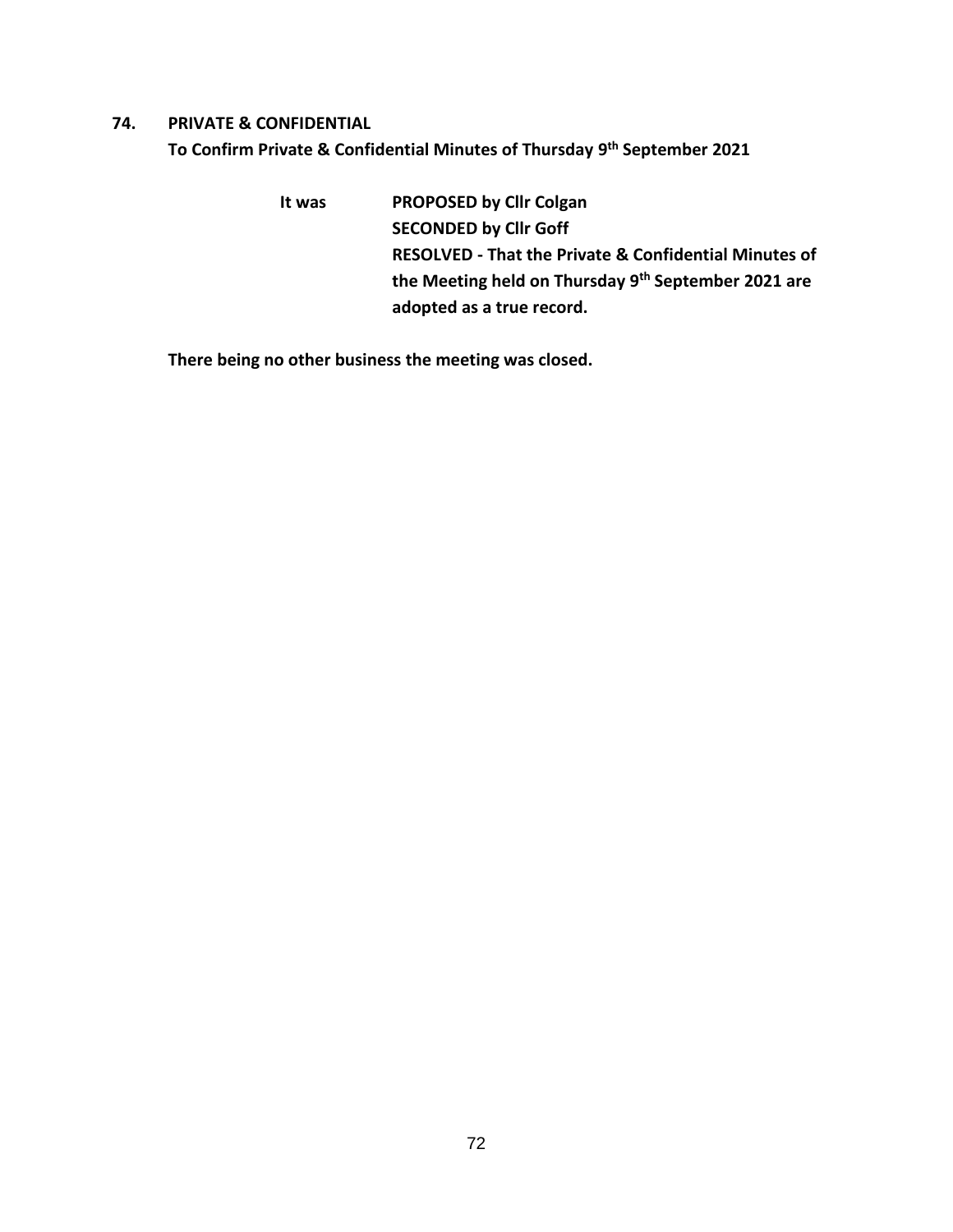**74. PRIVATE & CONFIDENTIAL**

**To Confirm Private & Confidential Minutes of Thursday 9th September 2021**

**It was** **PROPOSED by Cllr Colgan**
**SECONDED by Cllr Goff**
**RESOLVED - That the Private & Confidential Minutes of the Meeting held on Thursday 9th September 2021 are adopted as a true record.**

**There being no other business the meeting was closed.**